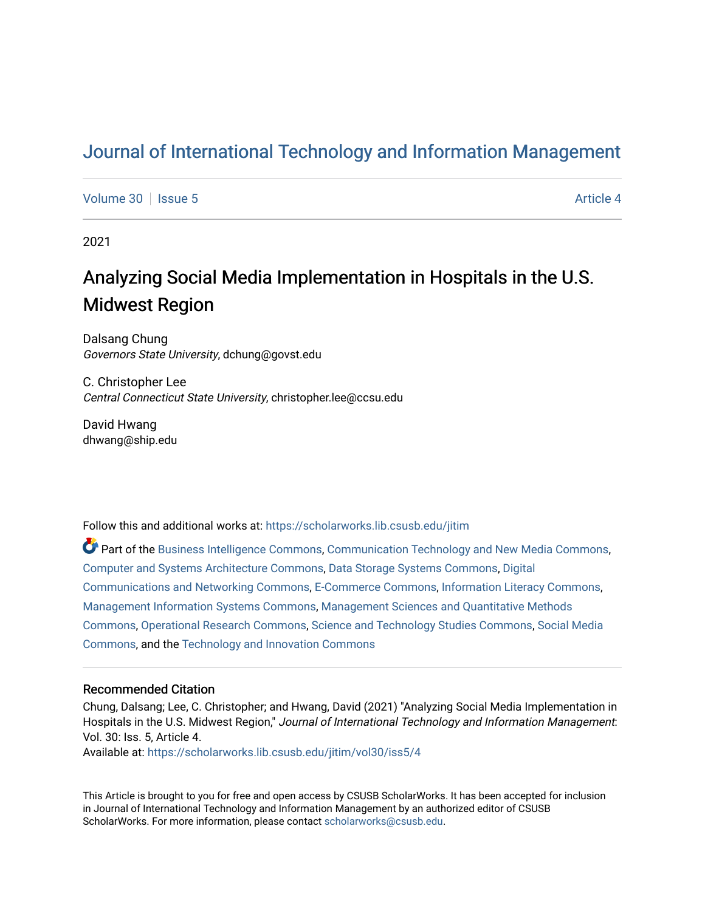# Journal of International Technology and Information Management

Volume 30 | Issue 5 | Article 4

2021

## Analyzing Social Media Implementation in Hospitals in the U.S. Midwest Region

Dalsang Chung
*Governors State University*, dchung@govst.edu

C. Christopher Lee
*Central Connecticut State University*, christopher.lee@ccsu.edu

David Hwang
dhwang@ship.edu

Follow this and additional works at: https://scholarworks.lib.csusb.edu/jitim

Part of the Business Intelligence Commons, Communication Technology and New Media Commons, Computer and Systems Architecture Commons, Data Storage Systems Commons, Digital Communications and Networking Commons, E-Commerce Commons, Information Literacy Commons, Management Information Systems Commons, Management Sciences and Quantitative Methods Commons, Operational Research Commons, Science and Technology Studies Commons, Social Media Commons, and the Technology and Innovation Commons

### Recommended Citation

Chung, Dalsang; Lee, C. Christopher; and Hwang, David (2021) "Analyzing Social Media Implementation in Hospitals in the U.S. Midwest Region," *Journal of International Technology and Information Management*: Vol. 30: Iss. 5, Article 4.
Available at: https://scholarworks.lib.csusb.edu/jitim/vol30/iss5/4

This Article is brought to you for free and open access by CSUSB ScholarWorks. It has been accepted for inclusion in Journal of International Technology and Information Management by an authorized editor of CSUSB ScholarWorks. For more information, please contact scholarworks@csusb.edu.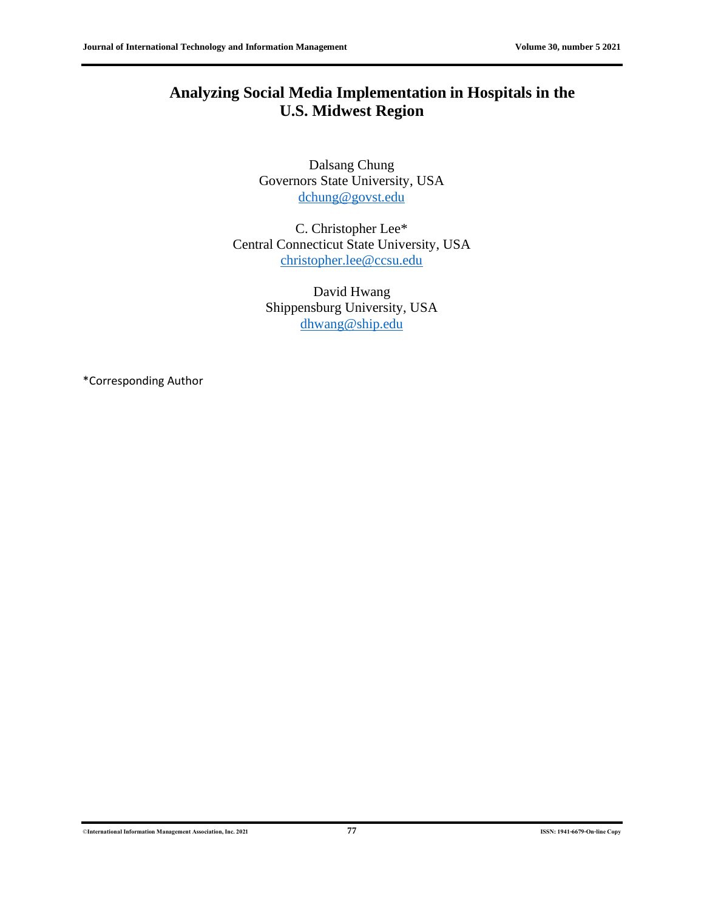# Analyzing Social Media Implementation in Hospitals in the U.S. Midwest Region

Dalsang Chung
Governors State University, USA
dchung@govst.edu

C. Christopher Lee*
Central Connecticut State University, USA
christopher.lee@ccsu.edu

David Hwang
Shippensburg University, USA
dhwang@ship.edu

*Corresponding Author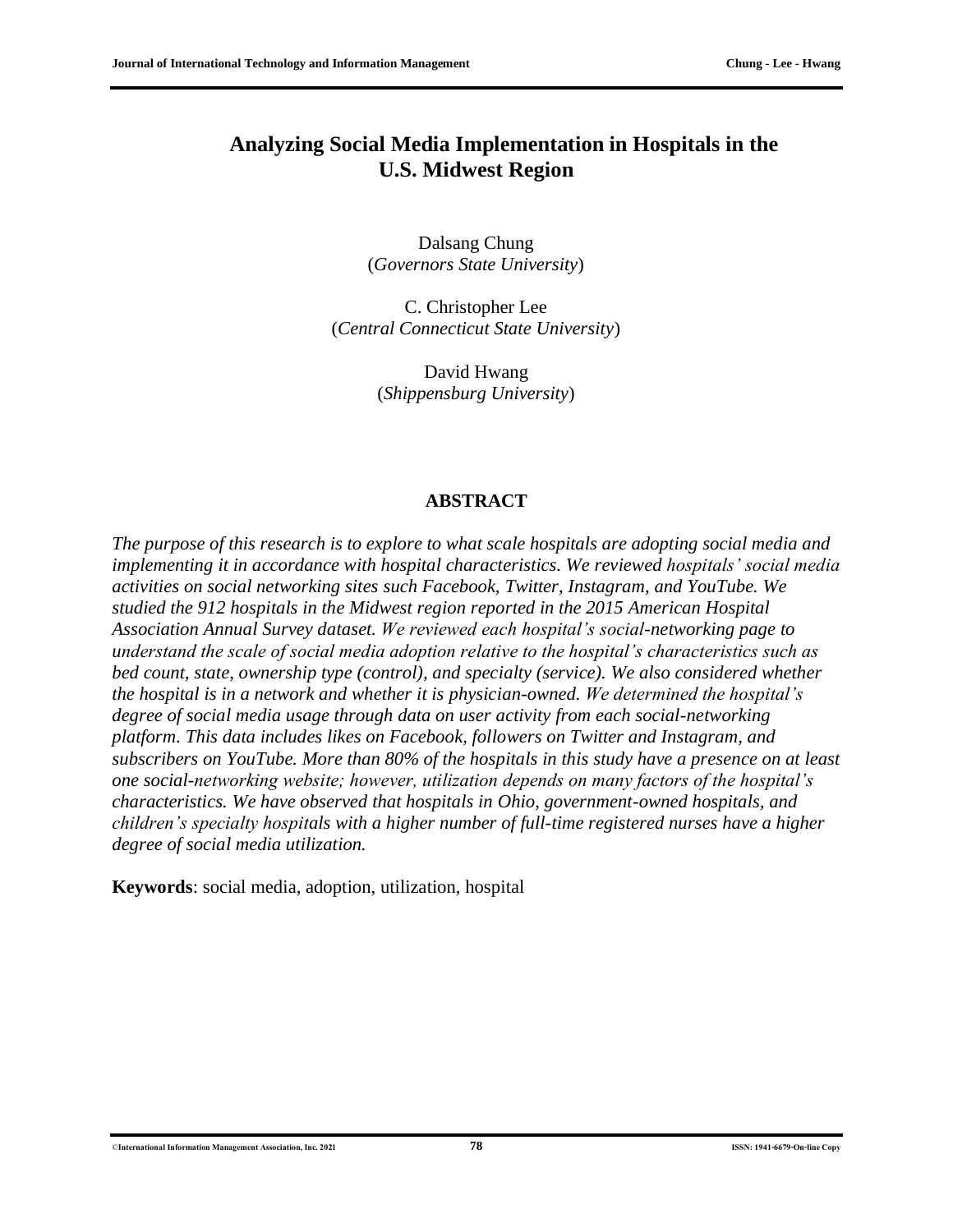# Analyzing Social Media Implementation in Hospitals in the U.S. Midwest Region

Dalsang Chung
(*Governors State University*)

C. Christopher Lee
(*Central Connecticut State University*)

David Hwang
(*Shippensburg University*)

## ABSTRACT

*The purpose of this research is to explore to what scale hospitals are adopting social media and implementing it in accordance with hospital characteristics. We reviewed hospitals' social media activities on social networking sites such Facebook, Twitter, Instagram, and YouTube. We studied the 912 hospitals in the Midwest region reported in the 2015 American Hospital Association Annual Survey dataset. We reviewed each hospital's social-networking page to understand the scale of social media adoption relative to the hospital's characteristics such as bed count, state, ownership type (control), and specialty (service). We also considered whether the hospital is in a network and whether it is physician-owned. We determined the hospital's degree of social media usage through data on user activity from each social-networking platform. This data includes likes on Facebook, followers on Twitter and Instagram, and subscribers on YouTube. More than 80% of the hospitals in this study have a presence on at least one social-networking website; however, utilization depends on many factors of the hospital's characteristics. We have observed that hospitals in Ohio, government-owned hospitals, and children's specialty hospitals with a higher number of full-time registered nurses have a higher degree of social media utilization.*

**Keywords**: social media, adoption, utilization, hospital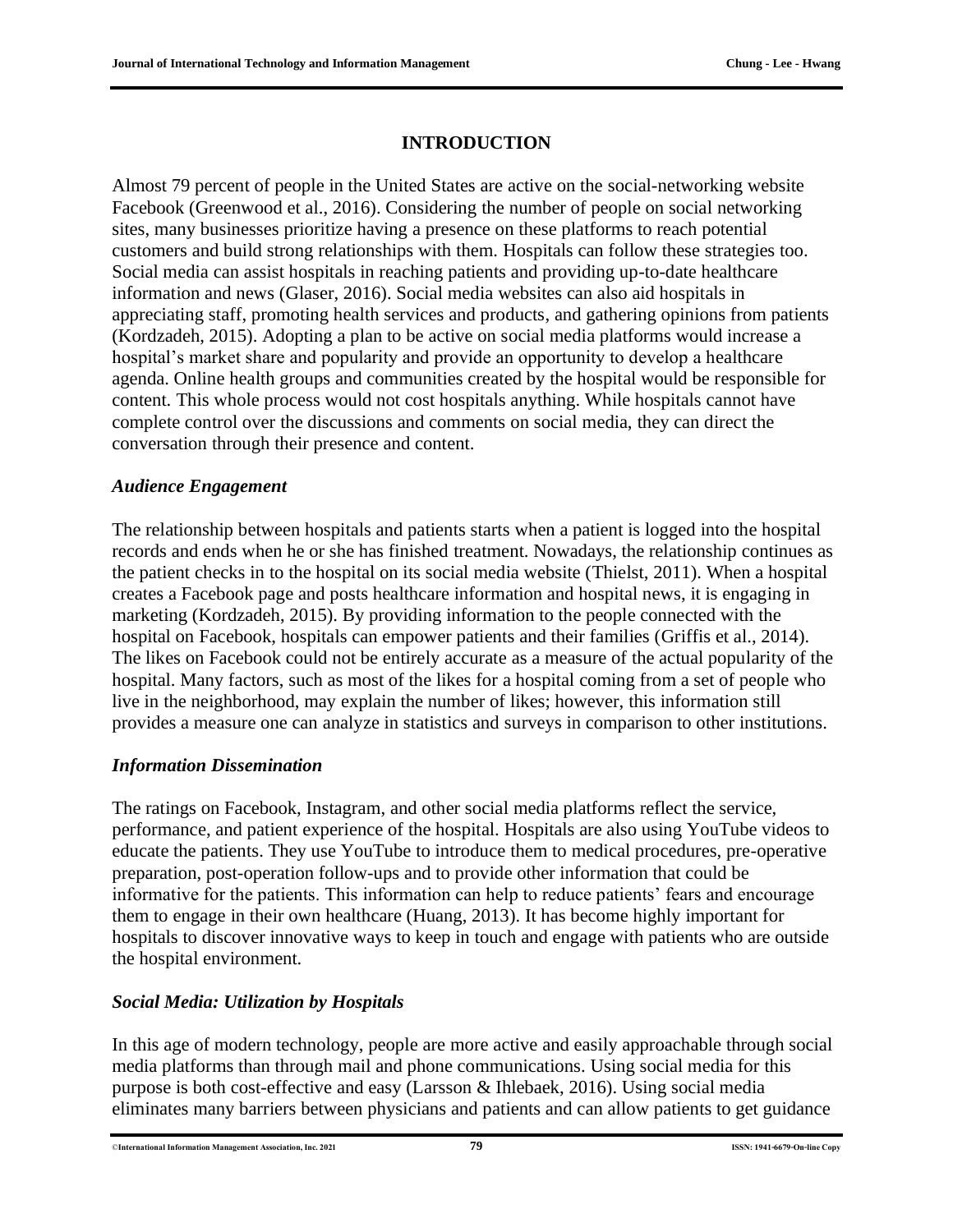## INTRODUCTION

Almost 79 percent of people in the United States are active on the social-networking website Facebook (Greenwood et al., 2016). Considering the number of people on social networking sites, many businesses prioritize having a presence on these platforms to reach potential customers and build strong relationships with them. Hospitals can follow these strategies too. Social media can assist hospitals in reaching patients and providing up-to-date healthcare information and news (Glaser, 2016). Social media websites can also aid hospitals in appreciating staff, promoting health services and products, and gathering opinions from patients (Kordzadeh, 2015). Adopting a plan to be active on social media platforms would increase a hospital's market share and popularity and provide an opportunity to develop a healthcare agenda. Online health groups and communities created by the hospital would be responsible for content. This whole process would not cost hospitals anything. While hospitals cannot have complete control over the discussions and comments on social media, they can direct the conversation through their presence and content.

### *Audience Engagement*

The relationship between hospitals and patients starts when a patient is logged into the hospital records and ends when he or she has finished treatment. Nowadays, the relationship continues as the patient checks in to the hospital on its social media website (Thielst, 2011). When a hospital creates a Facebook page and posts healthcare information and hospital news, it is engaging in marketing (Kordzadeh, 2015). By providing information to the people connected with the hospital on Facebook, hospitals can empower patients and their families (Griffis et al., 2014). The likes on Facebook could not be entirely accurate as a measure of the actual popularity of the hospital. Many factors, such as most of the likes for a hospital coming from a set of people who live in the neighborhood, may explain the number of likes; however, this information still provides a measure one can analyze in statistics and surveys in comparison to other institutions.

### *Information Dissemination*

The ratings on Facebook, Instagram, and other social media platforms reflect the service, performance, and patient experience of the hospital. Hospitals are also using YouTube videos to educate the patients. They use YouTube to introduce them to medical procedures, pre-operative preparation, post-operation follow-ups and to provide other information that could be informative for the patients. This information can help to reduce patients' fears and encourage them to engage in their own healthcare (Huang, 2013). It has become highly important for hospitals to discover innovative ways to keep in touch and engage with patients who are outside the hospital environment.

### *Social Media: Utilization by Hospitals*

In this age of modern technology, people are more active and easily approachable through social media platforms than through mail and phone communications. Using social media for this purpose is both cost-effective and easy (Larsson & Ihlebaek, 2016). Using social media eliminates many barriers between physicians and patients and can allow patients to get guidance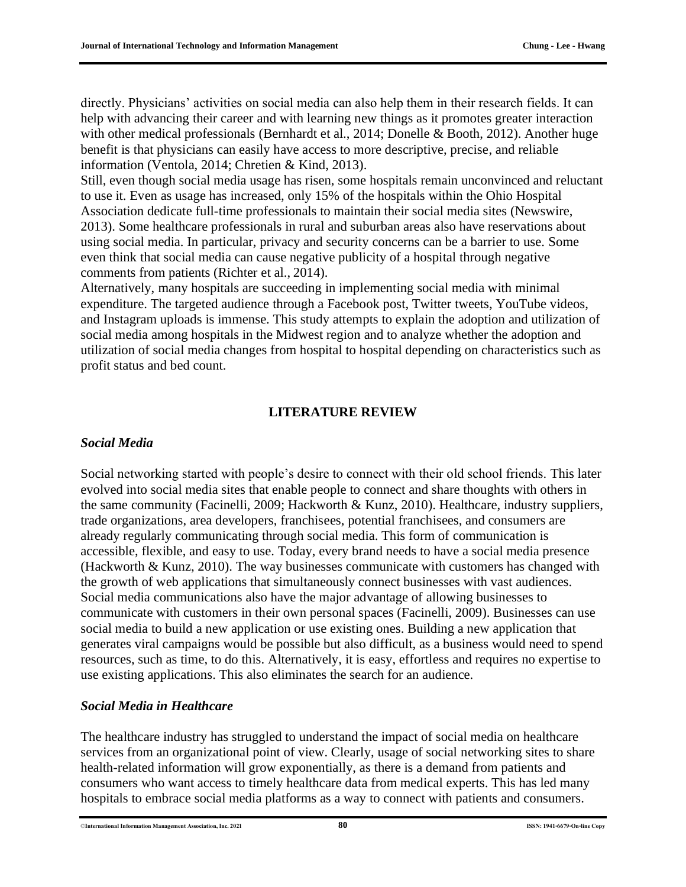directly. Physicians' activities on social media can also help them in their research fields. It can help with advancing their career and with learning new things as it promotes greater interaction with other medical professionals (Bernhardt et al., 2014; Donelle & Booth, 2012). Another huge benefit is that physicians can easily have access to more descriptive, precise, and reliable information (Ventola, 2014; Chretien & Kind, 2013).

Still, even though social media usage has risen, some hospitals remain unconvinced and reluctant to use it. Even as usage has increased, only 15% of the hospitals within the Ohio Hospital Association dedicate full-time professionals to maintain their social media sites (Newswire, 2013). Some healthcare professionals in rural and suburban areas also have reservations about using social media. In particular, privacy and security concerns can be a barrier to use. Some even think that social media can cause negative publicity of a hospital through negative comments from patients (Richter et al., 2014).

Alternatively, many hospitals are succeeding in implementing social media with minimal expenditure. The targeted audience through a Facebook post, Twitter tweets, YouTube videos, and Instagram uploads is immense. This study attempts to explain the adoption and utilization of social media among hospitals in the Midwest region and to analyze whether the adoption and utilization of social media changes from hospital to hospital depending on characteristics such as profit status and bed count.

## LITERATURE REVIEW

### *Social Media*

Social networking started with people's desire to connect with their old school friends. This later evolved into social media sites that enable people to connect and share thoughts with others in the same community (Facinelli, 2009; Hackworth & Kunz, 2010). Healthcare, industry suppliers, trade organizations, area developers, franchisees, potential franchisees, and consumers are already regularly communicating through social media. This form of communication is accessible, flexible, and easy to use. Today, every brand needs to have a social media presence (Hackworth & Kunz, 2010). The way businesses communicate with customers has changed with the growth of web applications that simultaneously connect businesses with vast audiences. Social media communications also have the major advantage of allowing businesses to communicate with customers in their own personal spaces (Facinelli, 2009). Businesses can use social media to build a new application or use existing ones. Building a new application that generates viral campaigns would be possible but also difficult, as a business would need to spend resources, such as time, to do this. Alternatively, it is easy, effortless and requires no expertise to use existing applications. This also eliminates the search for an audience.

### *Social Media in Healthcare*

The healthcare industry has struggled to understand the impact of social media on healthcare services from an organizational point of view. Clearly, usage of social networking sites to share health-related information will grow exponentially, as there is a demand from patients and consumers who want access to timely healthcare data from medical experts. This has led many hospitals to embrace social media platforms as a way to connect with patients and consumers.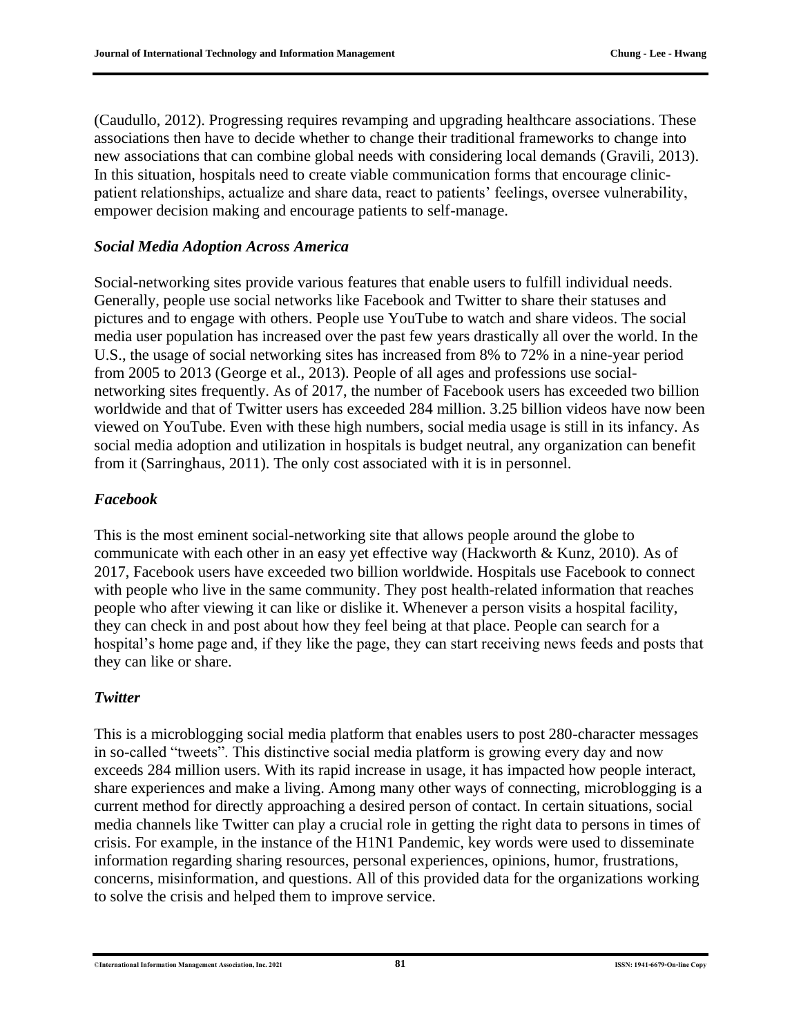(Caudullo, 2012). Progressing requires revamping and upgrading healthcare associations. These associations then have to decide whether to change their traditional frameworks to change into new associations that can combine global needs with considering local demands (Gravili, 2013). In this situation, hospitals need to create viable communication forms that encourage clinic-patient relationships, actualize and share data, react to patients' feelings, oversee vulnerability, empower decision making and encourage patients to self-manage.

### *Social Media Adoption Across America*

Social-networking sites provide various features that enable users to fulfill individual needs. Generally, people use social networks like Facebook and Twitter to share their statuses and pictures and to engage with others. People use YouTube to watch and share videos. The social media user population has increased over the past few years drastically all over the world. In the U.S., the usage of social networking sites has increased from 8% to 72% in a nine-year period from 2005 to 2013 (George et al., 2013). People of all ages and professions use social-networking sites frequently. As of 2017, the number of Facebook users has exceeded two billion worldwide and that of Twitter users has exceeded 284 million. 3.25 billion videos have now been viewed on YouTube. Even with these high numbers, social media usage is still in its infancy. As social media adoption and utilization in hospitals is budget neutral, any organization can benefit from it (Sarringhaus, 2011). The only cost associated with it is in personnel.

### *Facebook*

This is the most eminent social-networking site that allows people around the globe to communicate with each other in an easy yet effective way (Hackworth & Kunz, 2010). As of 2017, Facebook users have exceeded two billion worldwide. Hospitals use Facebook to connect with people who live in the same community. They post health-related information that reaches people who after viewing it can like or dislike it. Whenever a person visits a hospital facility, they can check in and post about how they feel being at that place. People can search for a hospital's home page and, if they like the page, they can start receiving news feeds and posts that they can like or share.

### *Twitter*

This is a microblogging social media platform that enables users to post 280-character messages in so-called "tweets". This distinctive social media platform is growing every day and now exceeds 284 million users. With its rapid increase in usage, it has impacted how people interact, share experiences and make a living. Among many other ways of connecting, microblogging is a current method for directly approaching a desired person of contact. In certain situations, social media channels like Twitter can play a crucial role in getting the right data to persons in times of crisis. For example, in the instance of the H1N1 Pandemic, key words were used to disseminate information regarding sharing resources, personal experiences, opinions, humor, frustrations, concerns, misinformation, and questions. All of this provided data for the organizations working to solve the crisis and helped them to improve service.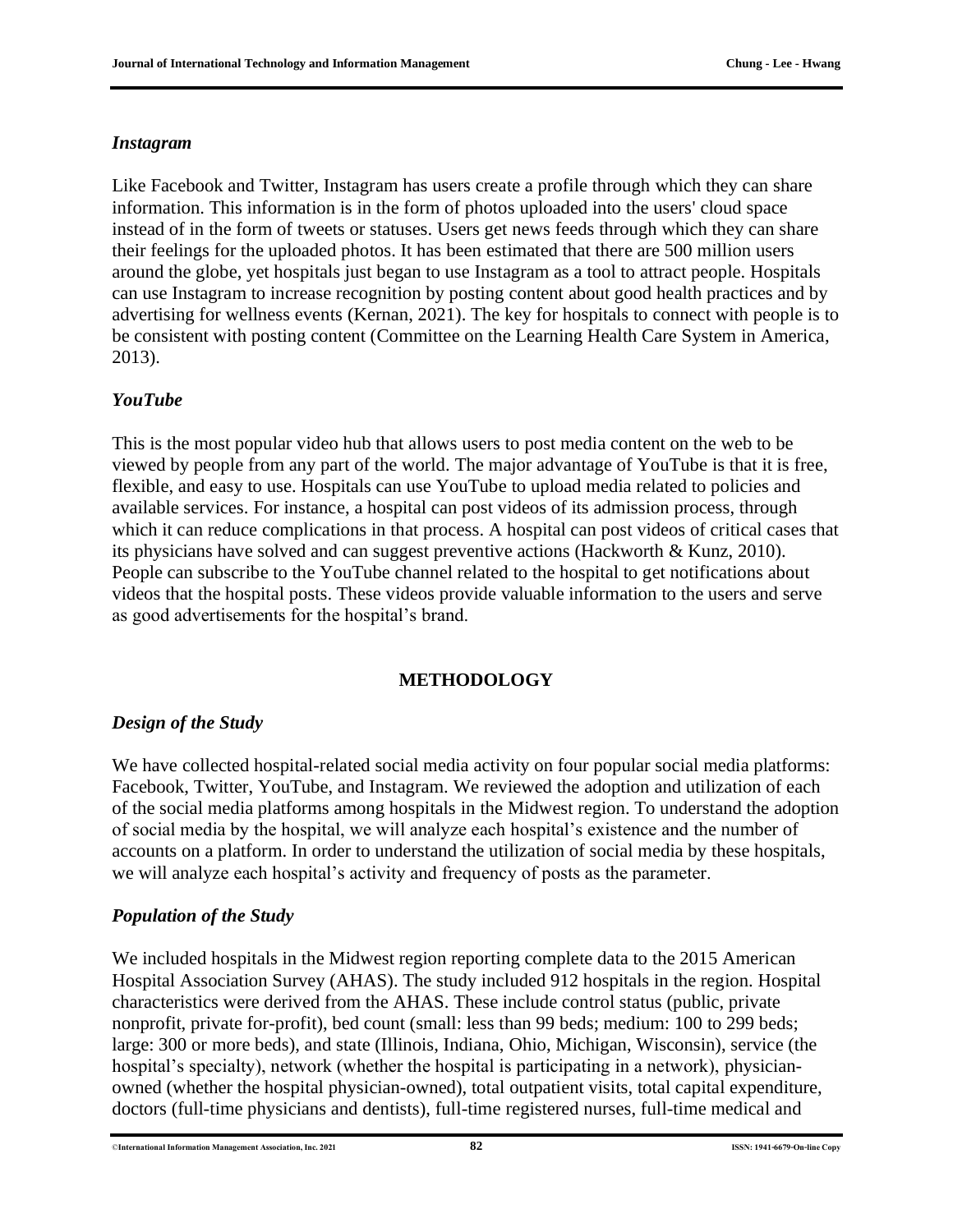### *Instagram*

Like Facebook and Twitter, Instagram has users create a profile through which they can share information. This information is in the form of photos uploaded into the users' cloud space instead of in the form of tweets or statuses. Users get news feeds through which they can share their feelings for the uploaded photos. It has been estimated that there are 500 million users around the globe, yet hospitals just began to use Instagram as a tool to attract people. Hospitals can use Instagram to increase recognition by posting content about good health practices and by advertising for wellness events (Kernan, 2021). The key for hospitals to connect with people is to be consistent with posting content (Committee on the Learning Health Care System in America, 2013).

### *YouTube*

This is the most popular video hub that allows users to post media content on the web to be viewed by people from any part of the world. The major advantage of YouTube is that it is free, flexible, and easy to use. Hospitals can use YouTube to upload media related to policies and available services. For instance, a hospital can post videos of its admission process, through which it can reduce complications in that process. A hospital can post videos of critical cases that its physicians have solved and can suggest preventive actions (Hackworth & Kunz, 2010). People can subscribe to the YouTube channel related to the hospital to get notifications about videos that the hospital posts. These videos provide valuable information to the users and serve as good advertisements for the hospital's brand.

## METHODOLOGY

### *Design of the Study*

We have collected hospital-related social media activity on four popular social media platforms: Facebook, Twitter, YouTube, and Instagram. We reviewed the adoption and utilization of each of the social media platforms among hospitals in the Midwest region. To understand the adoption of social media by the hospital, we will analyze each hospital's existence and the number of accounts on a platform. In order to understand the utilization of social media by these hospitals, we will analyze each hospital's activity and frequency of posts as the parameter.

### *Population of the Study*

We included hospitals in the Midwest region reporting complete data to the 2015 American Hospital Association Survey (AHAS). The study included 912 hospitals in the region. Hospital characteristics were derived from the AHAS. These include control status (public, private nonprofit, private for-profit), bed count (small: less than 99 beds; medium: 100 to 299 beds; large: 300 or more beds), and state (Illinois, Indiana, Ohio, Michigan, Wisconsin), service (the hospital's specialty), network (whether the hospital is participating in a network), physician-owned (whether the hospital physician-owned), total outpatient visits, total capital expenditure, doctors (full-time physicians and dentists), full-time registered nurses, full-time medical and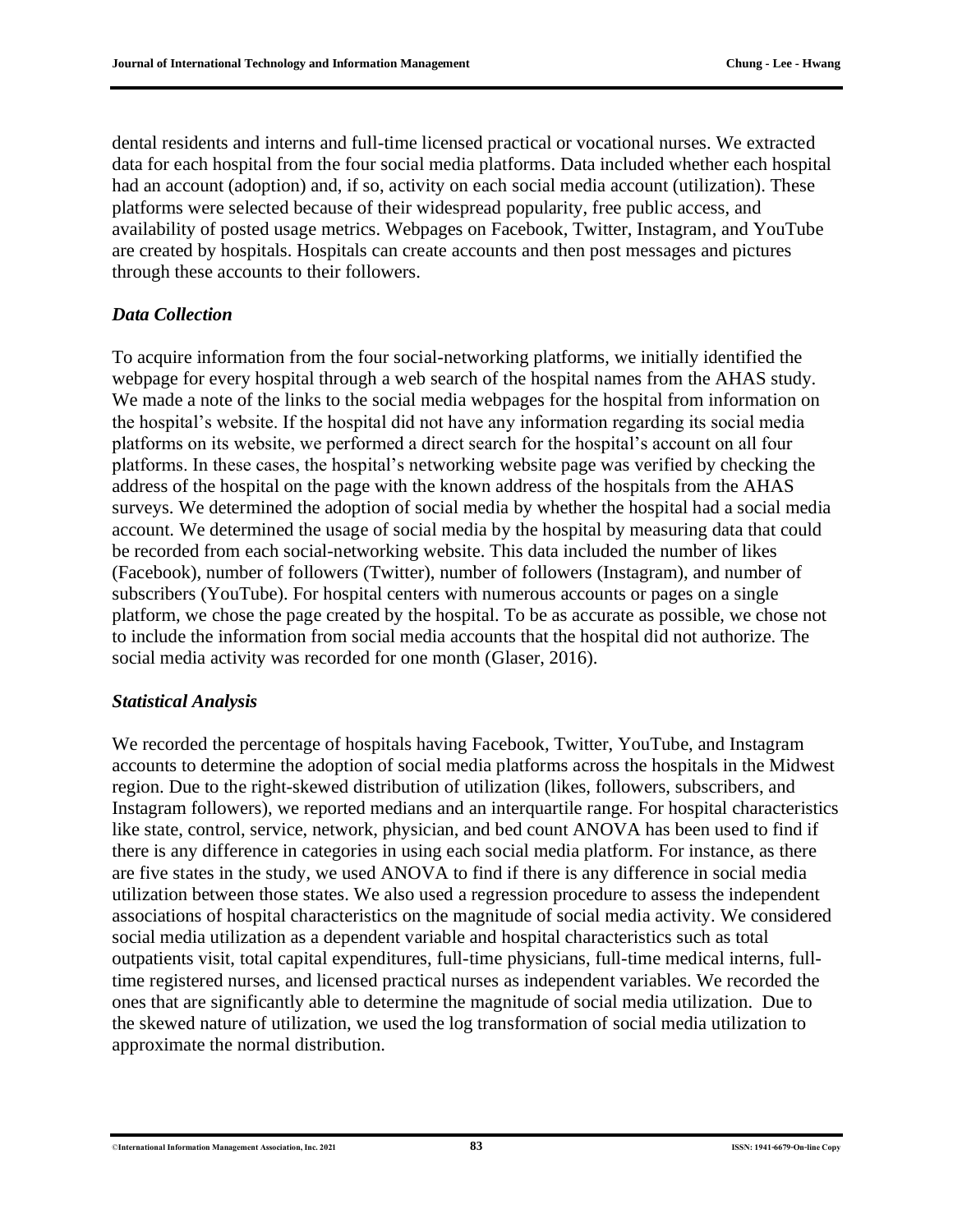dental residents and interns and full-time licensed practical or vocational nurses. We extracted data for each hospital from the four social media platforms. Data included whether each hospital had an account (adoption) and, if so, activity on each social media account (utilization). These platforms were selected because of their widespread popularity, free public access, and availability of posted usage metrics. Webpages on Facebook, Twitter, Instagram, and YouTube are created by hospitals. Hospitals can create accounts and then post messages and pictures through these accounts to their followers.

### *Data Collection*

To acquire information from the four social-networking platforms, we initially identified the webpage for every hospital through a web search of the hospital names from the AHAS study. We made a note of the links to the social media webpages for the hospital from information on the hospital's website. If the hospital did not have any information regarding its social media platforms on its website, we performed a direct search for the hospital's account on all four platforms. In these cases, the hospital's networking website page was verified by checking the address of the hospital on the page with the known address of the hospitals from the AHAS surveys. We determined the adoption of social media by whether the hospital had a social media account. We determined the usage of social media by the hospital by measuring data that could be recorded from each social-networking website. This data included the number of likes (Facebook), number of followers (Twitter), number of followers (Instagram), and number of subscribers (YouTube). For hospital centers with numerous accounts or pages on a single platform, we chose the page created by the hospital. To be as accurate as possible, we chose not to include the information from social media accounts that the hospital did not authorize. The social media activity was recorded for one month (Glaser, 2016).

### *Statistical Analysis*

We recorded the percentage of hospitals having Facebook, Twitter, YouTube, and Instagram accounts to determine the adoption of social media platforms across the hospitals in the Midwest region. Due to the right-skewed distribution of utilization (likes, followers, subscribers, and Instagram followers), we reported medians and an interquartile range. For hospital characteristics like state, control, service, network, physician, and bed count ANOVA has been used to find if there is any difference in categories in using each social media platform. For instance, as there are five states in the study, we used ANOVA to find if there is any difference in social media utilization between those states. We also used a regression procedure to assess the independent associations of hospital characteristics on the magnitude of social media activity. We considered social media utilization as a dependent variable and hospital characteristics such as total outpatients visit, total capital expenditures, full-time physicians, full-time medical interns, full-time registered nurses, and licensed practical nurses as independent variables. We recorded the ones that are significantly able to determine the magnitude of social media utilization. Due to the skewed nature of utilization, we used the log transformation of social media utilization to approximate the normal distribution.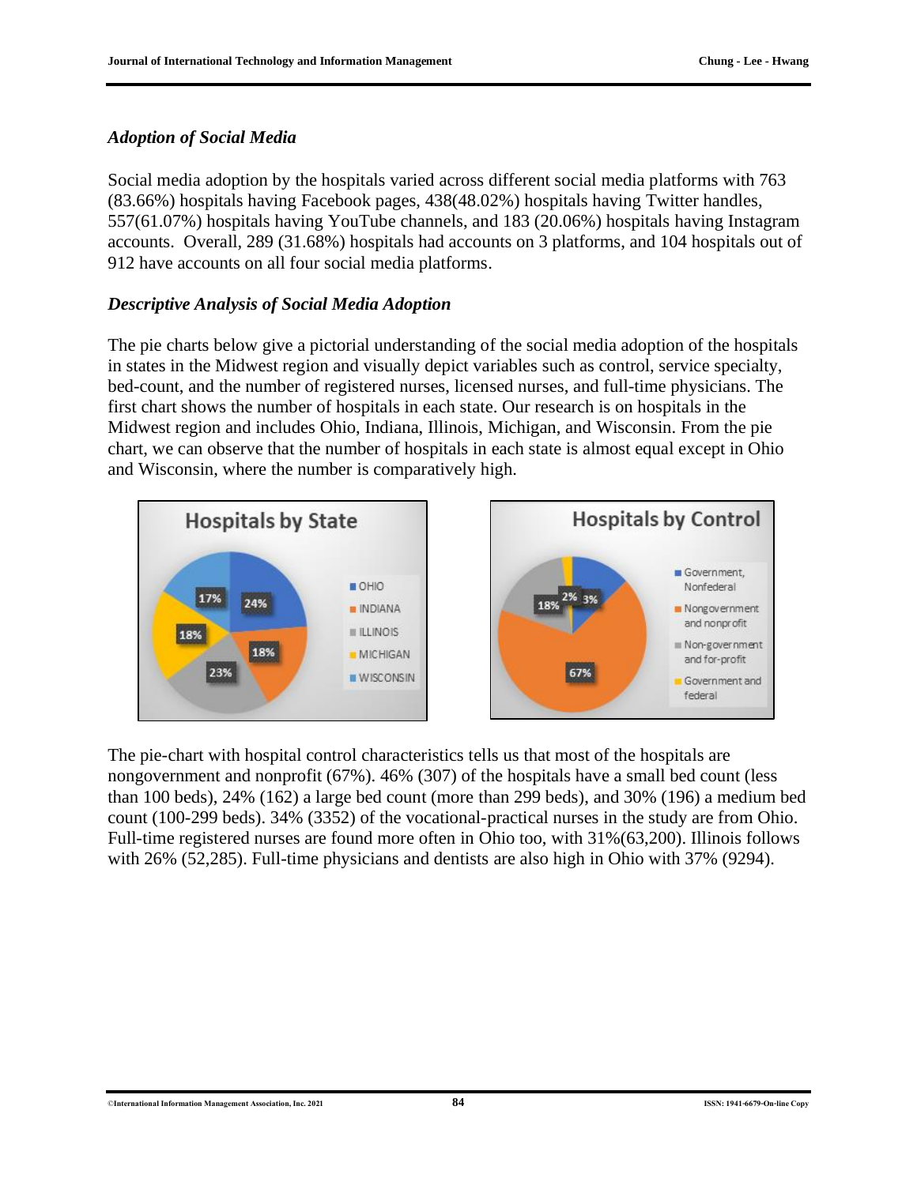### *Adoption of Social Media*

Social media adoption by the hospitals varied across different social media platforms with 763 (83.66%) hospitals having Facebook pages, 438(48.02%) hospitals having Twitter handles, 557(61.07%) hospitals having YouTube channels, and 183 (20.06%) hospitals having Instagram accounts. Overall, 289 (31.68%) hospitals had accounts on 3 platforms, and 104 hospitals out of 912 have accounts on all four social media platforms.

### *Descriptive Analysis of Social Media Adoption*

The pie charts below give a pictorial understanding of the social media adoption of the hospitals in states in the Midwest region and visually depict variables such as control, service specialty, bed-count, and the number of registered nurses, licensed nurses, and full-time physicians. The first chart shows the number of hospitals in each state. Our research is on hospitals in the Midwest region and includes Ohio, Indiana, Illinois, Michigan, and Wisconsin. From the pie chart, we can observe that the number of hospitals in each state is almost equal except in Ohio and Wisconsin, where the number is comparatively high.

**Hospitals by State**

| State | Share |
| --- | --- |
| OHIO | 24% |
| INDIANA | 18% |
| ILLINOIS | 23% |
| MICHIGAN | 18% |
| WISCONSIN | 17% |

**Hospitals by Control**

| Control | Share |
| --- | --- |
| Government, Nonfederal | 3% |
| Nongovernment and nonprofit | 67% |
| Non-government and for-profit | 18% |
| Government and federal | 2% |

The pie-chart with hospital control characteristics tells us that most of the hospitals are nongovernment and nonprofit (67%). 46% (307) of the hospitals have a small bed count (less than 100 beds), 24% (162) a large bed count (more than 299 beds), and 30% (196) a medium bed count (100-299 beds). 34% (3352) of the vocational-practical nurses in the study are from Ohio. Full-time registered nurses are found more often in Ohio too, with 31%(63,200). Illinois follows with 26% (52,285). Full-time physicians and dentists are also high in Ohio with 37% (9294).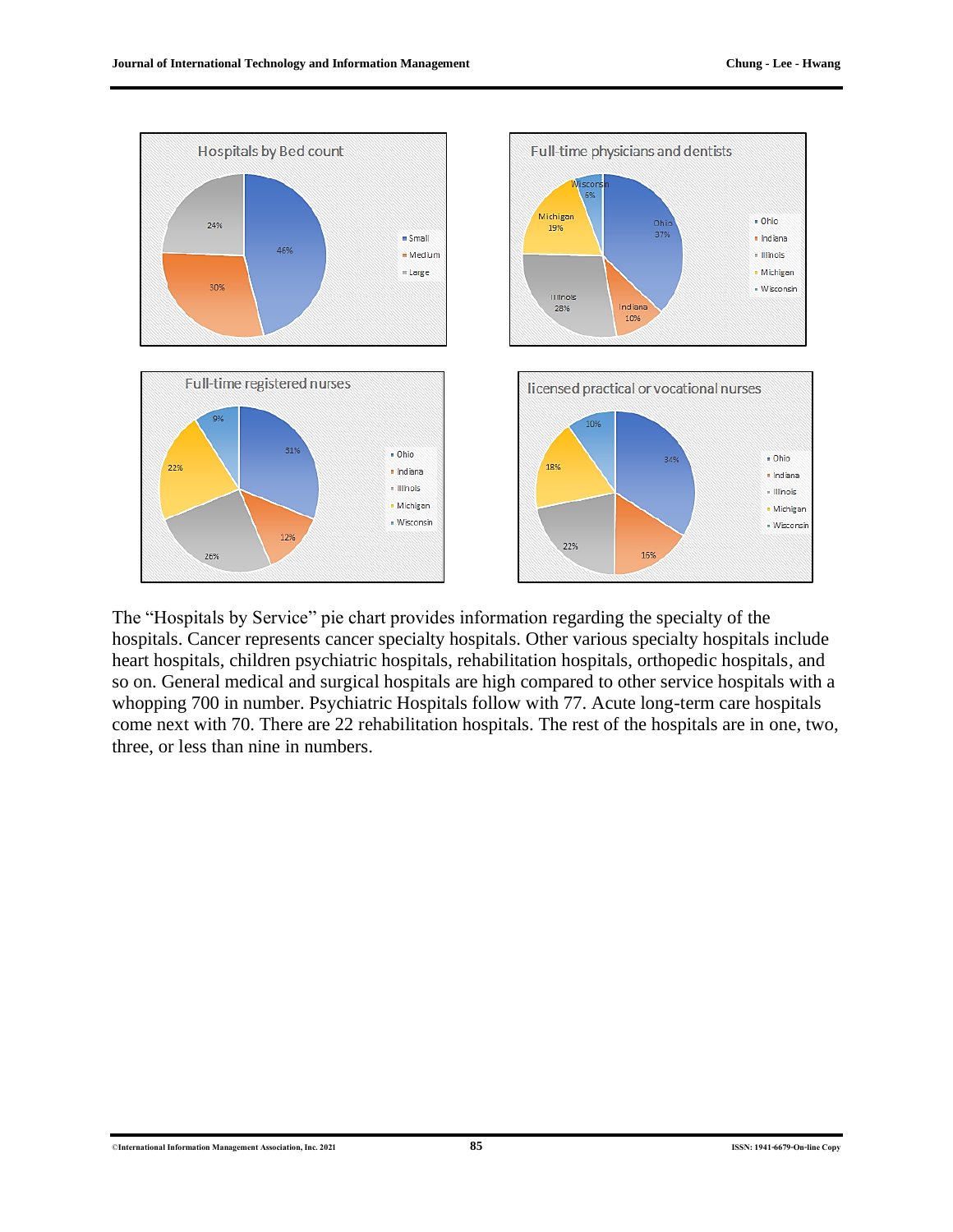The "Hospitals by Service" pie chart provides information regarding the specialty of the hospitals. Cancer represents cancer specialty hospitals. Other various specialty hospitals include heart hospitals, children psychiatric hospitals, rehabilitation hospitals, orthopedic hospitals, and so on. General medical and surgical hospitals are high compared to other service hospitals with a whopping 700 in number. Psychiatric Hospitals follow with 77. Acute long-term care hospitals come next with 70. There are 22 rehabilitation hospitals. The rest of the hospitals are in one, two, three, or less than nine in numbers.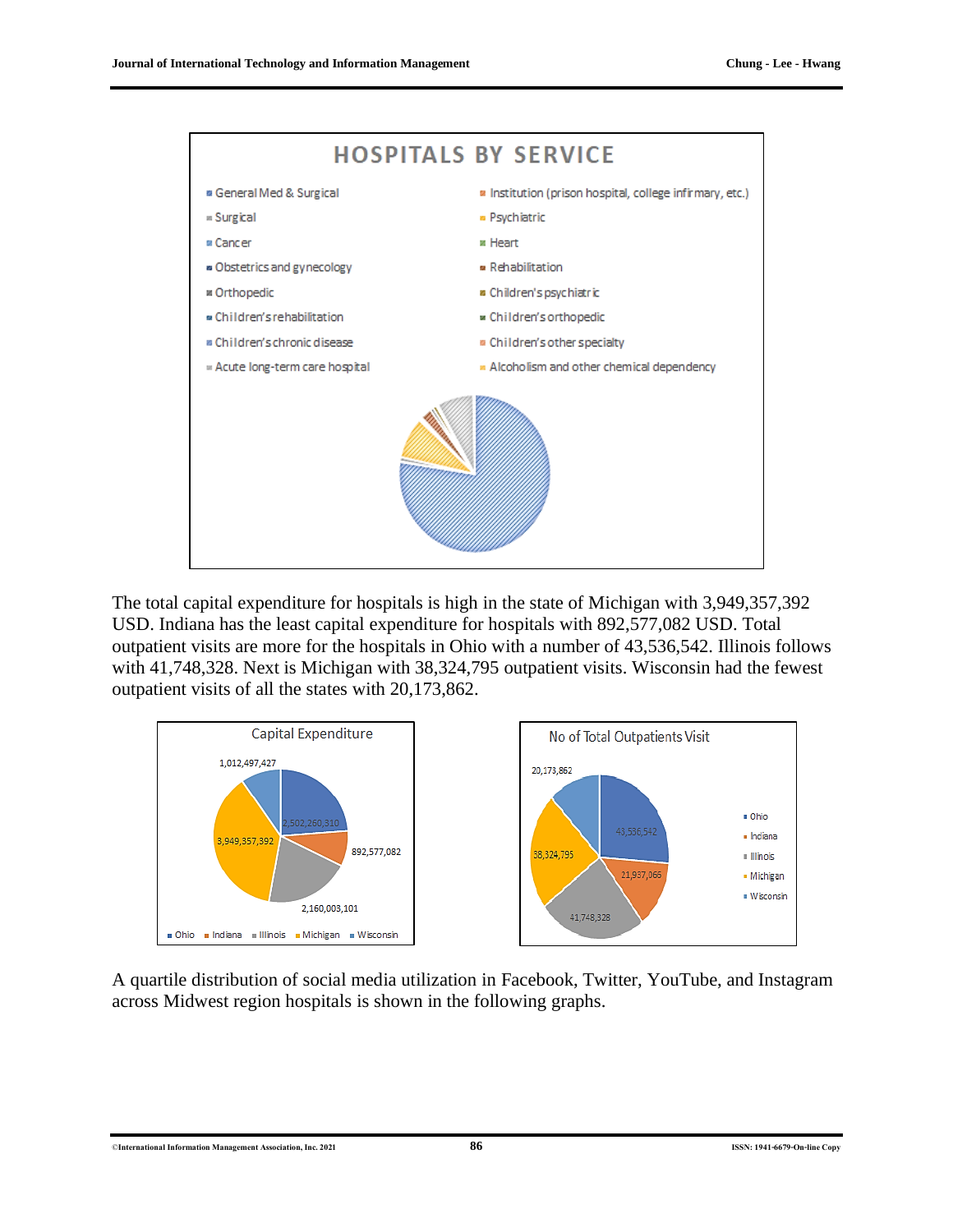The total capital expenditure for hospitals is high in the state of Michigan with 3,949,357,392 USD. Indiana has the least capital expenditure for hospitals with 892,577,082 USD. Total outpatient visits are more for the hospitals in Ohio with a number of 43,536,542. Illinois follows with 41,748,328. Next is Michigan with 38,324,795 outpatient visits. Wisconsin had the fewest outpatient visits of all the states with 20,173,862.

A quartile distribution of social media utilization in Facebook, Twitter, YouTube, and Instagram across Midwest region hospitals is shown in the following graphs.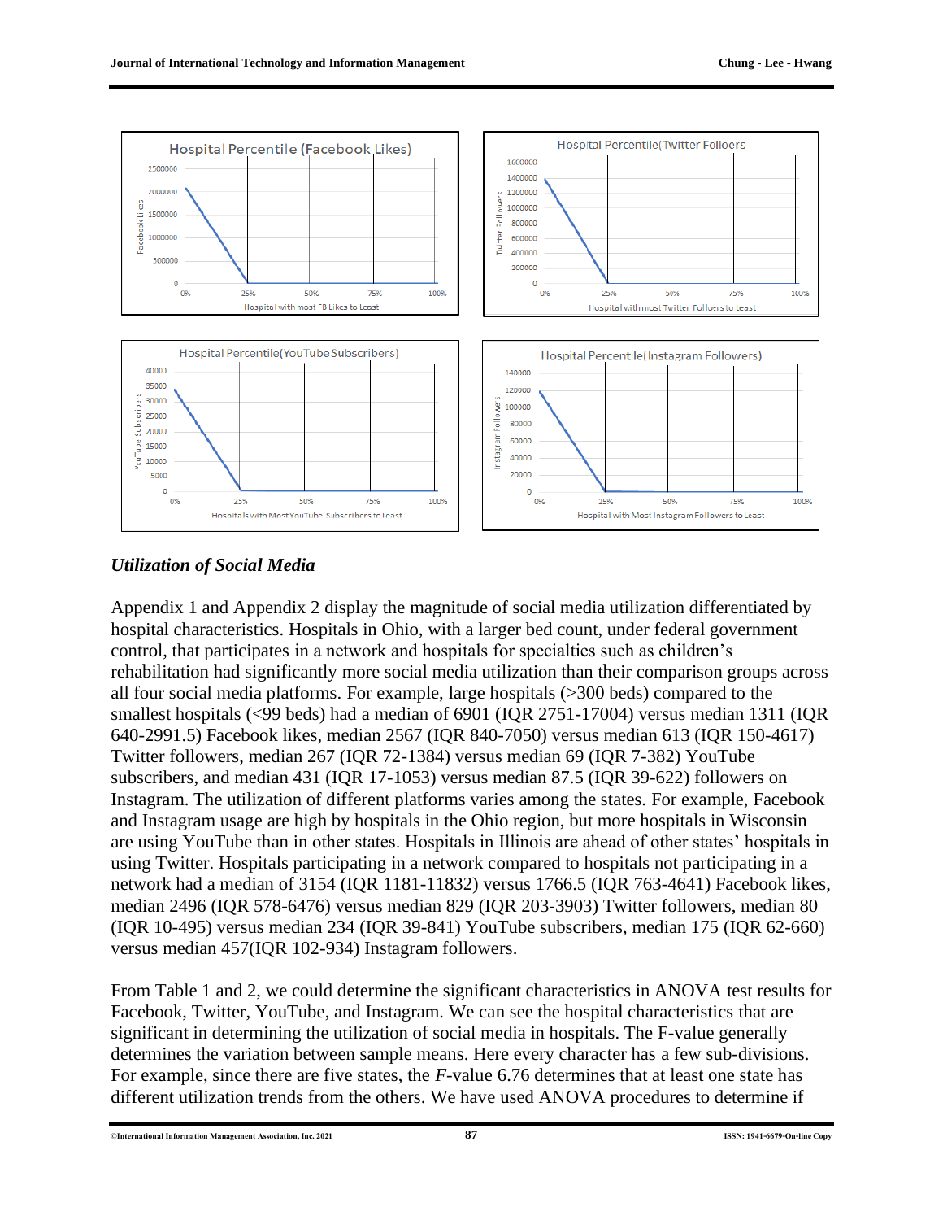## *Utilization of Social Media*

Appendix 1 and Appendix 2 display the magnitude of social media utilization differentiated by hospital characteristics. Hospitals in Ohio, with a larger bed count, under federal government control, that participates in a network and hospitals for specialties such as children's rehabilitation had significantly more social media utilization than their comparison groups across all four social media platforms. For example, large hospitals (>300 beds) compared to the smallest hospitals (<99 beds) had a median of 6901 (IQR 2751-17004) versus median 1311 (IQR 640-2991.5) Facebook likes, median 2567 (IQR 840-7050) versus median 613 (IQR 150-4617) Twitter followers, median 267 (IQR 72-1384) versus median 69 (IQR 7-382) YouTube subscribers, and median 431 (IQR 17-1053) versus median 87.5 (IQR 39-622) followers on Instagram. The utilization of different platforms varies among the states. For example, Facebook and Instagram usage are high by hospitals in the Ohio region, but more hospitals in Wisconsin are using YouTube than in other states. Hospitals in Illinois are ahead of other states' hospitals in using Twitter. Hospitals participating in a network compared to hospitals not participating in a network had a median of 3154 (IQR 1181-11832) versus 1766.5 (IQR 763-4641) Facebook likes, median 2496 (IQR 578-6476) versus median 829 (IQR 203-3903) Twitter followers, median 80 (IQR 10-495) versus median 234 (IQR 39-841) YouTube subscribers, median 175 (IQR 62-660) versus median 457(IQR 102-934) Instagram followers.

From Table 1 and 2, we could determine the significant characteristics in ANOVA test results for Facebook, Twitter, YouTube, and Instagram. We can see the hospital characteristics that are significant in determining the utilization of social media in hospitals. The F-value generally determines the variation between sample means. Here every character has a few sub-divisions. For example, since there are five states, the *F*-value 6.76 determines that at least one state has different utilization trends from the others. We have used ANOVA procedures to determine if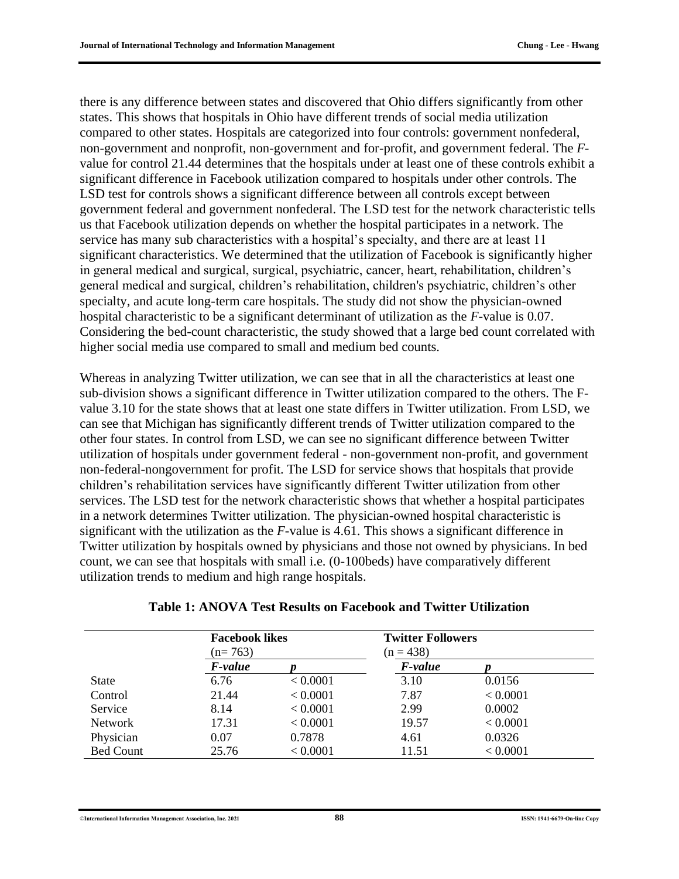there is any difference between states and discovered that Ohio differs significantly from other states. This shows that hospitals in Ohio have different trends of social media utilization compared to other states. Hospitals are categorized into four controls: government nonfederal, non-government and nonprofit, non-government and for-profit, and government federal. The *F*-value for control 21.44 determines that the hospitals under at least one of these controls exhibit a significant difference in Facebook utilization compared to hospitals under other controls. The LSD test for controls shows a significant difference between all controls except between government federal and government nonfederal. The LSD test for the network characteristic tells us that Facebook utilization depends on whether the hospital participates in a network. The service has many sub characteristics with a hospital's specialty, and there are at least 11 significant characteristics. We determined that the utilization of Facebook is significantly higher in general medical and surgical, surgical, psychiatric, cancer, heart, rehabilitation, children's general medical and surgical, children's rehabilitation, children's psychiatric, children's other specialty, and acute long-term care hospitals. The study did not show the physician-owned hospital characteristic to be a significant determinant of utilization as the *F*-value is 0.07. Considering the bed-count characteristic, the study showed that a large bed count correlated with higher social media use compared to small and medium bed counts.

Whereas in analyzing Twitter utilization, we can see that in all the characteristics at least one sub-division shows a significant difference in Twitter utilization compared to the others. The F-value 3.10 for the state shows that at least one state differs in Twitter utilization. From LSD, we can see that Michigan has significantly different trends of Twitter utilization compared to the other four states. In control from LSD, we can see no significant difference between Twitter utilization of hospitals under government federal - non-government non-profit, and government non-federal-nongovernment for profit. The LSD for service shows that hospitals that provide children's rehabilitation services have significantly different Twitter utilization from other services. The LSD test for the network characteristic shows that whether a hospital participates in a network determines Twitter utilization. The physician-owned hospital characteristic is significant with the utilization as the *F*-value is 4.61. This shows a significant difference in Twitter utilization by hospitals owned by physicians and those not owned by physicians. In bed count, we can see that hospitals with small i.e. (0-100beds) have comparatively different utilization trends to medium and high range hospitals.

**Table 1: ANOVA Test Results on Facebook and Twitter Utilization**

| | **Facebook likes** (n= 763) | | **Twitter Followers** (n = 438) | |
|---|---|---|---|---|
| | ***F-value*** | ***p*** | ***F-value*** | ***p*** |
| State | 6.76 | < 0.0001 | 3.10 | 0.0156 |
| Control | 21.44 | < 0.0001 | 7.87 | < 0.0001 |
| Service | 8.14 | < 0.0001 | 2.99 | 0.0002 |
| Network | 17.31 | < 0.0001 | 19.57 | < 0.0001 |
| Physician | 0.07 | 0.7878 | 4.61 | 0.0326 |
| Bed Count | 25.76 | < 0.0001 | 11.51 | < 0.0001 |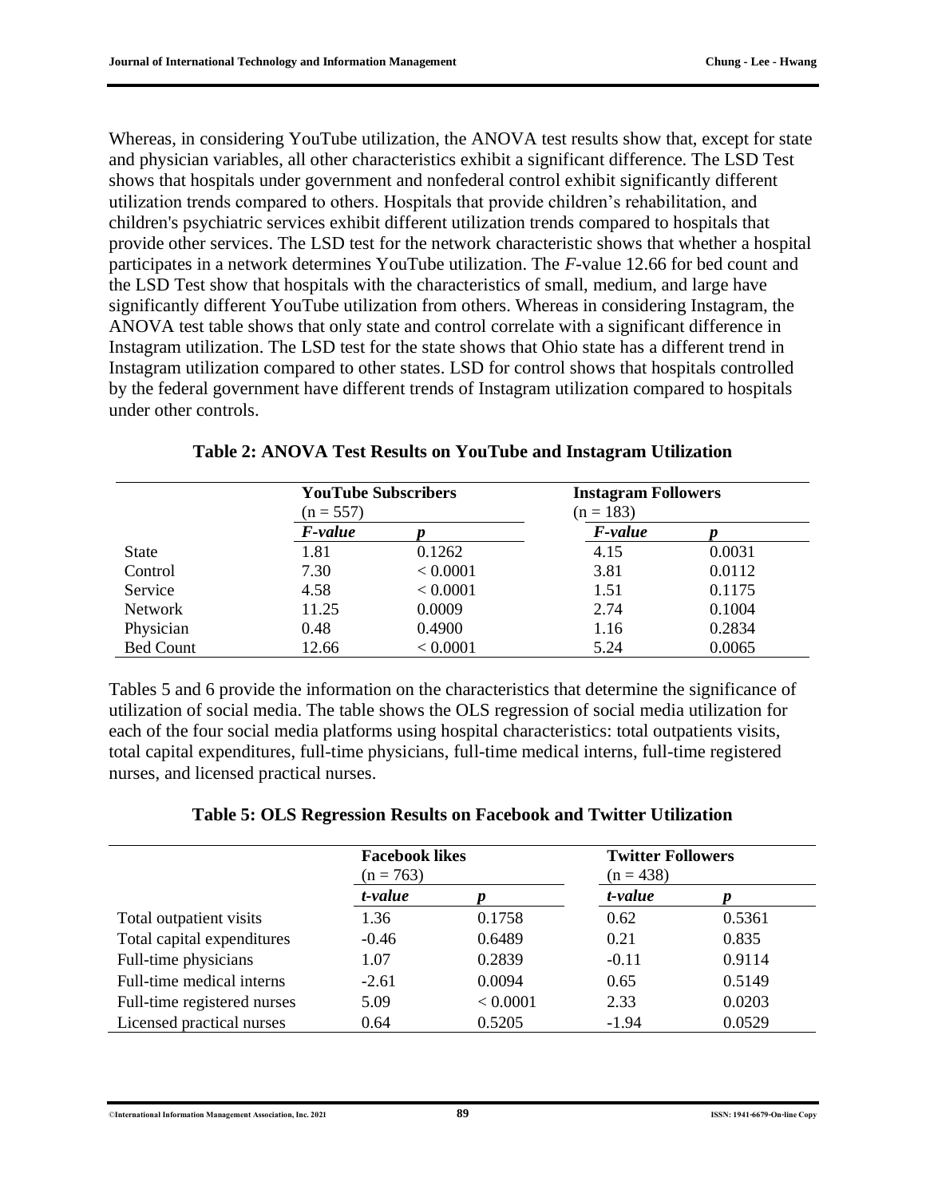Whereas, in considering YouTube utilization, the ANOVA test results show that, except for state and physician variables, all other characteristics exhibit a significant difference. The LSD Test shows that hospitals under government and nonfederal control exhibit significantly different utilization trends compared to others. Hospitals that provide children's rehabilitation, and children's psychiatric services exhibit different utilization trends compared to hospitals that provide other services. The LSD test for the network characteristic shows that whether a hospital participates in a network determines YouTube utilization. The *F*-value 12.66 for bed count and the LSD Test show that hospitals with the characteristics of small, medium, and large have significantly different YouTube utilization from others. Whereas in considering Instagram, the ANOVA test table shows that only state and control correlate with a significant difference in Instagram utilization. The LSD test for the state shows that Ohio state has a different trend in Instagram utilization compared to other states. LSD for control shows that hospitals controlled by the federal government have different trends of Instagram utilization compared to hospitals under other controls.

**Table 2: ANOVA Test Results on YouTube and Instagram Utilization**

| | **YouTube Subscribers** (n = 557) | | **Instagram Followers** (n = 183) | |
|---|---|---|---|---|
| | ***F-value*** | ***p*** | ***F-value*** | ***p*** |
| State | 1.81 | 0.1262 | 4.15 | 0.0031 |
| Control | 7.30 | < 0.0001 | 3.81 | 0.0112 |
| Service | 4.58 | < 0.0001 | 1.51 | 0.1175 |
| Network | 11.25 | 0.0009 | 2.74 | 0.1004 |
| Physician | 0.48 | 0.4900 | 1.16 | 0.2834 |
| Bed Count | 12.66 | < 0.0001 | 5.24 | 0.0065 |

Tables 5 and 6 provide the information on the characteristics that determine the significance of utilization of social media. The table shows the OLS regression of social media utilization for each of the four social media platforms using hospital characteristics: total outpatients visits, total capital expenditures, full-time physicians, full-time medical interns, full-time registered nurses, and licensed practical nurses.

**Table 5: OLS Regression Results on Facebook and Twitter Utilization**

| | **Facebook likes** (n = 763) | | **Twitter Followers** (n = 438) | |
|---|---|---|---|---|
| | ***t-value*** | ***p*** | ***t-value*** | ***p*** |
| Total outpatient visits | 1.36 | 0.1758 | 0.62 | 0.5361 |
| Total capital expenditures | -0.46 | 0.6489 | 0.21 | 0.835 |
| Full-time physicians | 1.07 | 0.2839 | -0.11 | 0.9114 |
| Full-time medical interns | -2.61 | 0.0094 | 0.65 | 0.5149 |
| Full-time registered nurses | 5.09 | < 0.0001 | 2.33 | 0.0203 |
| Licensed practical nurses | 0.64 | 0.5205 | -1.94 | 0.0529 |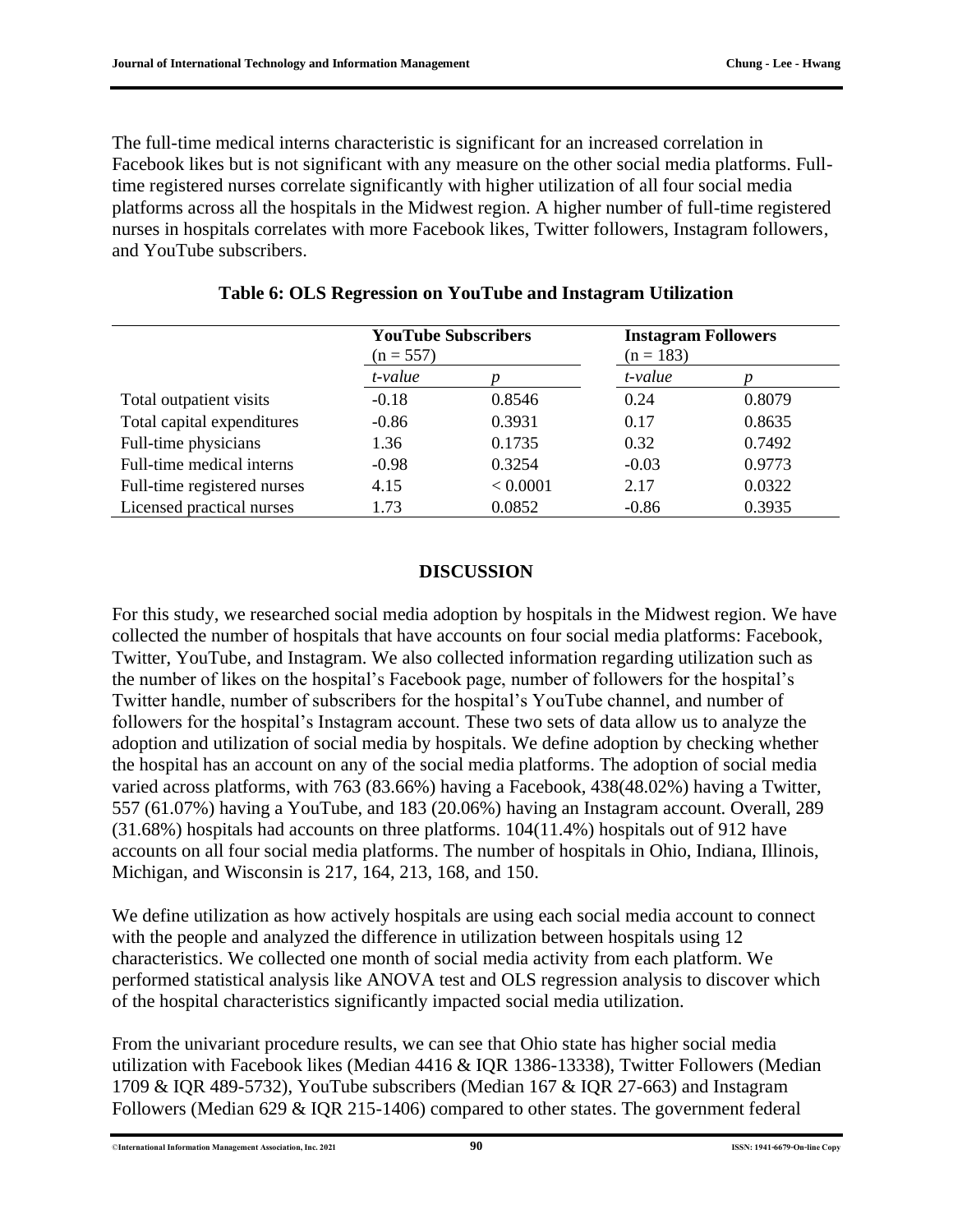The full-time medical interns characteristic is significant for an increased correlation in Facebook likes but is not significant with any measure on the other social media platforms. Full-time registered nurses correlate significantly with higher utilization of all four social media platforms across all the hospitals in the Midwest region. A higher number of full-time registered nurses in hospitals correlates with more Facebook likes, Twitter followers, Instagram followers, and YouTube subscribers.

**Table 6: OLS Regression on YouTube and Instagram Utilization**

| | YouTube Subscribers (n = 557) | | Instagram Followers (n = 183) | |
|---|---|---|---|---|
| | *t-value* | *p* | *t-value* | *p* |
| Total outpatient visits | -0.18 | 0.8546 | 0.24 | 0.8079 |
| Total capital expenditures | -0.86 | 0.3931 | 0.17 | 0.8635 |
| Full-time physicians | 1.36 | 0.1735 | 0.32 | 0.7492 |
| Full-time medical interns | -0.98 | 0.3254 | -0.03 | 0.9773 |
| Full-time registered nurses | 4.15 | < 0.0001 | 2.17 | 0.0322 |
| Licensed practical nurses | 1.73 | 0.0852 | -0.86 | 0.3935 |

## DISCUSSION

For this study, we researched social media adoption by hospitals in the Midwest region. We have collected the number of hospitals that have accounts on four social media platforms: Facebook, Twitter, YouTube, and Instagram. We also collected information regarding utilization such as the number of likes on the hospital's Facebook page, number of followers for the hospital's Twitter handle, number of subscribers for the hospital's YouTube channel, and number of followers for the hospital's Instagram account. These two sets of data allow us to analyze the adoption and utilization of social media by hospitals. We define adoption by checking whether the hospital has an account on any of the social media platforms. The adoption of social media varied across platforms, with 763 (83.66%) having a Facebook, 438(48.02%) having a Twitter, 557 (61.07%) having a YouTube, and 183 (20.06%) having an Instagram account. Overall, 289 (31.68%) hospitals had accounts on three platforms. 104(11.4%) hospitals out of 912 have accounts on all four social media platforms. The number of hospitals in Ohio, Indiana, Illinois, Michigan, and Wisconsin is 217, 164, 213, 168, and 150.

We define utilization as how actively hospitals are using each social media account to connect with the people and analyzed the difference in utilization between hospitals using 12 characteristics. We collected one month of social media activity from each platform. We performed statistical analysis like ANOVA test and OLS regression analysis to discover which of the hospital characteristics significantly impacted social media utilization.

From the univariant procedure results, we can see that Ohio state has higher social media utilization with Facebook likes (Median 4416 & IQR 1386-13338), Twitter Followers (Median 1709 & IQR 489-5732), YouTube subscribers (Median 167 & IQR 27-663) and Instagram Followers (Median 629 & IQR 215-1406) compared to other states. The government federal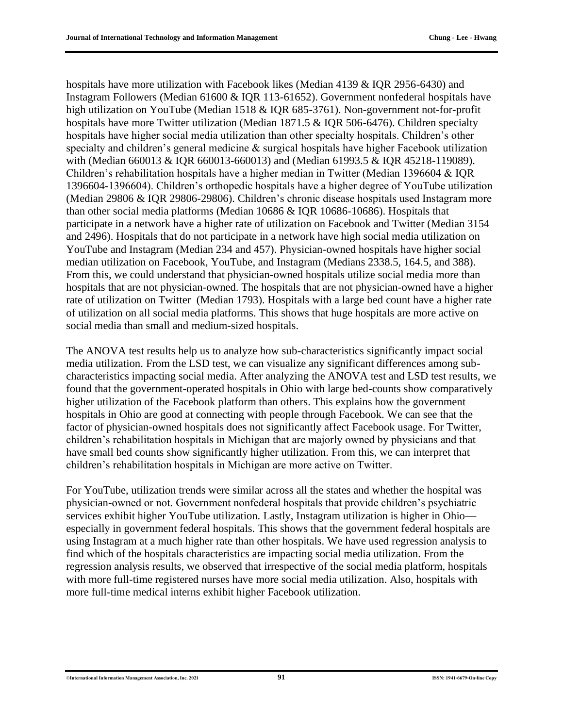hospitals have more utilization with Facebook likes (Median 4139 & IQR 2956-6430) and Instagram Followers (Median 61600 & IQR 113-61652). Government nonfederal hospitals have high utilization on YouTube (Median 1518 & IQR 685-3761). Non-government not-for-profit hospitals have more Twitter utilization (Median 1871.5 & IQR 506-6476). Children specialty hospitals have higher social media utilization than other specialty hospitals. Children's other specialty and children's general medicine & surgical hospitals have higher Facebook utilization with (Median 660013 & IQR 660013-660013) and (Median 61993.5 & IQR 45218-119089). Children's rehabilitation hospitals have a higher median in Twitter (Median 1396604 & IQR 1396604-1396604). Children's orthopedic hospitals have a higher degree of YouTube utilization (Median 29806 & IQR 29806-29806). Children's chronic disease hospitals used Instagram more than other social media platforms (Median 10686 & IQR 10686-10686). Hospitals that participate in a network have a higher rate of utilization on Facebook and Twitter (Median 3154 and 2496). Hospitals that do not participate in a network have high social media utilization on YouTube and Instagram (Median 234 and 457). Physician-owned hospitals have higher social median utilization on Facebook, YouTube, and Instagram (Medians 2338.5, 164.5, and 388). From this, we could understand that physician-owned hospitals utilize social media more than hospitals that are not physician-owned. The hospitals that are not physician-owned have a higher rate of utilization on Twitter (Median 1793). Hospitals with a large bed count have a higher rate of utilization on all social media platforms. This shows that huge hospitals are more active on social media than small and medium-sized hospitals.

The ANOVA test results help us to analyze how sub-characteristics significantly impact social media utilization. From the LSD test, we can visualize any significant differences among sub-characteristics impacting social media. After analyzing the ANOVA test and LSD test results, we found that the government-operated hospitals in Ohio with large bed-counts show comparatively higher utilization of the Facebook platform than others. This explains how the government hospitals in Ohio are good at connecting with people through Facebook. We can see that the factor of physician-owned hospitals does not significantly affect Facebook usage. For Twitter, children's rehabilitation hospitals in Michigan that are majorly owned by physicians and that have small bed counts show significantly higher utilization. From this, we can interpret that children's rehabilitation hospitals in Michigan are more active on Twitter.

For YouTube, utilization trends were similar across all the states and whether the hospital was physician-owned or not. Government nonfederal hospitals that provide children's psychiatric services exhibit higher YouTube utilization. Lastly, Instagram utilization is higher in Ohio—especially in government federal hospitals. This shows that the government federal hospitals are using Instagram at a much higher rate than other hospitals. We have used regression analysis to find which of the hospitals characteristics are impacting social media utilization. From the regression analysis results, we observed that irrespective of the social media platform, hospitals with more full-time registered nurses have more social media utilization. Also, hospitals with more full-time medical interns exhibit higher Facebook utilization.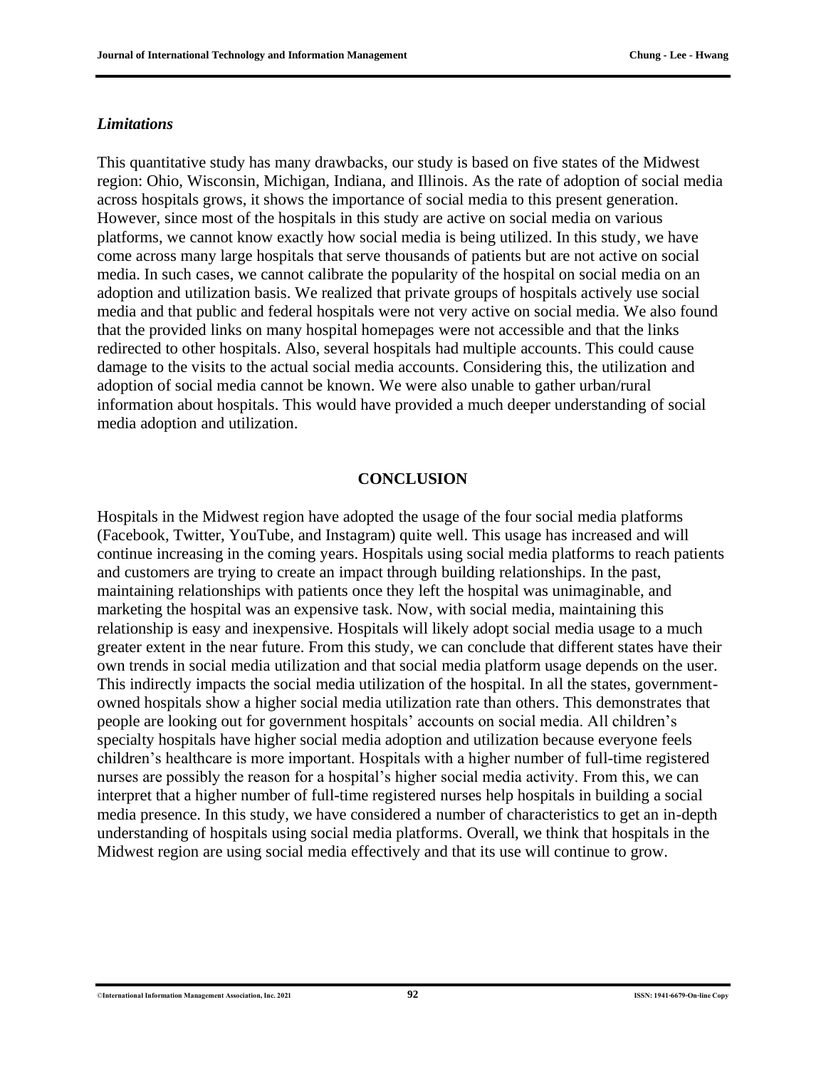### *Limitations*

This quantitative study has many drawbacks, our study is based on five states of the Midwest region: Ohio, Wisconsin, Michigan, Indiana, and Illinois. As the rate of adoption of social media across hospitals grows, it shows the importance of social media to this present generation. However, since most of the hospitals in this study are active on social media on various platforms, we cannot know exactly how social media is being utilized. In this study, we have come across many large hospitals that serve thousands of patients but are not active on social media. In such cases, we cannot calibrate the popularity of the hospital on social media on an adoption and utilization basis. We realized that private groups of hospitals actively use social media and that public and federal hospitals were not very active on social media. We also found that the provided links on many hospital homepages were not accessible and that the links redirected to other hospitals. Also, several hospitals had multiple accounts. This could cause damage to the visits to the actual social media accounts. Considering this, the utilization and adoption of social media cannot be known. We were also unable to gather urban/rural information about hospitals. This would have provided a much deeper understanding of social media adoption and utilization.

## CONCLUSION

Hospitals in the Midwest region have adopted the usage of the four social media platforms (Facebook, Twitter, YouTube, and Instagram) quite well. This usage has increased and will continue increasing in the coming years. Hospitals using social media platforms to reach patients and customers are trying to create an impact through building relationships. In the past, maintaining relationships with patients once they left the hospital was unimaginable, and marketing the hospital was an expensive task. Now, with social media, maintaining this relationship is easy and inexpensive. Hospitals will likely adopt social media usage to a much greater extent in the near future. From this study, we can conclude that different states have their own trends in social media utilization and that social media platform usage depends on the user. This indirectly impacts the social media utilization of the hospital. In all the states, government-owned hospitals show a higher social media utilization rate than others. This demonstrates that people are looking out for government hospitals' accounts on social media. All children's specialty hospitals have higher social media adoption and utilization because everyone feels children's healthcare is more important. Hospitals with a higher number of full-time registered nurses are possibly the reason for a hospital's higher social media activity. From this, we can interpret that a higher number of full-time registered nurses help hospitals in building a social media presence. In this study, we have considered a number of characteristics to get an in-depth understanding of hospitals using social media platforms. Overall, we think that hospitals in the Midwest region are using social media effectively and that its use will continue to grow.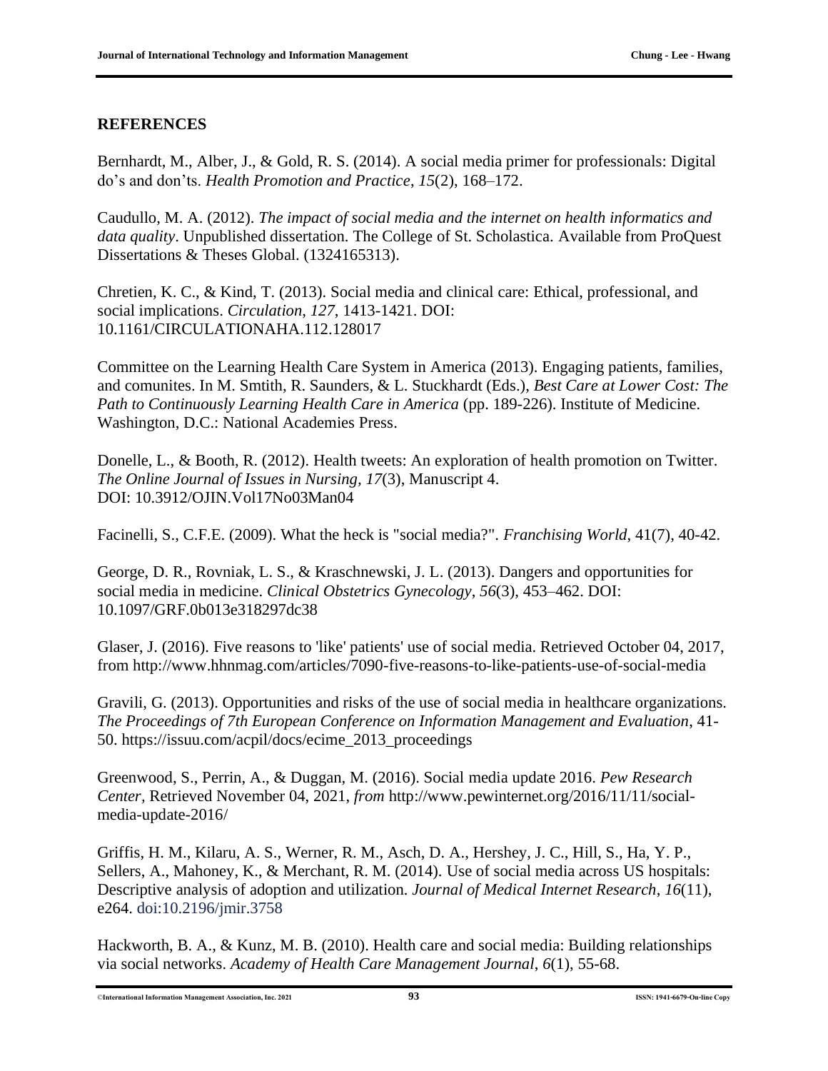## REFERENCES

Bernhardt, M., Alber, J., & Gold, R. S. (2014). A social media primer for professionals: Digital do's and don'ts. *Health Promotion and Practice*, *15*(2), 168–172.

Caudullo, M. A. (2012). *The impact of social media and the internet on health informatics and data quality*. Unpublished dissertation. The College of St. Scholastica. Available from ProQuest Dissertations & Theses Global. (1324165313).

Chretien, K. C., & Kind, T. (2013). Social media and clinical care: Ethical, professional, and social implications. *Circulation*, *127*, 1413-1421. DOI: 10.1161/CIRCULATIONAHA.112.128017

Committee on the Learning Health Care System in America (2013). Engaging patients, families, and comunites. In M. Smtith, R. Saunders, & L. Stuckhardt (Eds.), *Best Care at Lower Cost: The Path to Continuously Learning Health Care in America* (pp. 189-226). Institute of Medicine. Washington, D.C.: National Academies Press.

Donelle, L., & Booth, R. (2012). Health tweets: An exploration of health promotion on Twitter. *The Online Journal of Issues in Nursing, 17*(3), Manuscript 4. DOI: 10.3912/OJIN.Vol17No03Man04

Facinelli, S., C.F.E. (2009). What the heck is "social media?". *Franchising World*, 41(7), 40-42.

George, D. R., Rovniak, L. S., & Kraschnewski, J. L. (2013). Dangers and opportunities for social media in medicine. *Clinical Obstetrics Gynecology*, *56*(3), 453–462. DOI: 10.1097/GRF.0b013e318297dc38

Glaser, J. (2016). Five reasons to 'like' patients' use of social media. Retrieved October 04, 2017, from http://www.hhnmag.com/articles/7090-five-reasons-to-like-patients-use-of-social-media

Gravili, G. (2013). Opportunities and risks of the use of social media in healthcare organizations. *The Proceedings of 7th European Conference on Information Management and Evaluation*, 41-50. https://issuu.com/acpil/docs/ecime_2013_proceedings

Greenwood, S., Perrin, A., & Duggan, M. (2016). Social media update 2016. *Pew Research Center*, Retrieved November 04, 2021, *from* http://www.pewinternet.org/2016/11/11/social-media-update-2016/

Griffis, H. M., Kilaru, A. S., Werner, R. M., Asch, D. A., Hershey, J. C., Hill, S., Ha, Y. P., Sellers, A., Mahoney, K., & Merchant, R. M. (2014). Use of social media across US hospitals: Descriptive analysis of adoption and utilization. *Journal of Medical Internet Research*, *16*(11), e264. doi:10.2196/jmir.3758

Hackworth, B. A., & Kunz, M. B. (2010). Health care and social media: Building relationships via social networks. *Academy of Health Care Management Journal*, *6*(1), 55-68.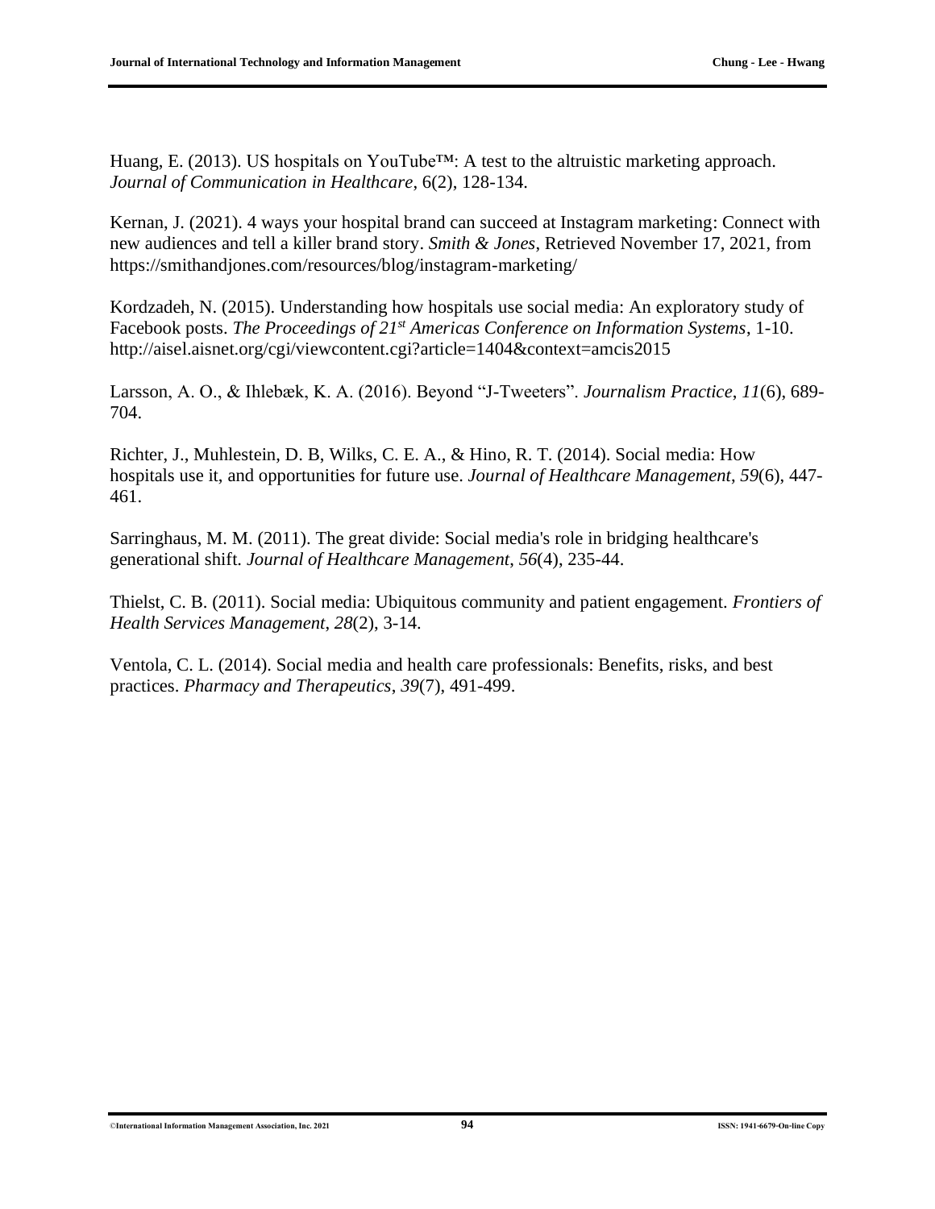Huang, E. (2013). US hospitals on YouTube™: A test to the altruistic marketing approach. *Journal of Communication in Healthcare*, 6(2), 128-134.

Kernan, J. (2021). 4 ways your hospital brand can succeed at Instagram marketing: Connect with new audiences and tell a killer brand story. *Smith & Jones*, Retrieved November 17, 2021, from https://smithandjones.com/resources/blog/instagram-marketing/

Kordzadeh, N. (2015). Understanding how hospitals use social media: An exploratory study of Facebook posts. *The Proceedings of 21st Americas Conference on Information Systems*, 1-10. http://aisel.aisnet.org/cgi/viewcontent.cgi?article=1404&context=amcis2015

Larsson, A. O., & Ihlebæk, K. A. (2016). Beyond "J-Tweeters". *Journalism Practice*, *11*(6), 689-704.

Richter, J., Muhlestein, D. B, Wilks, C. E. A., & Hino, R. T. (2014). Social media: How hospitals use it, and opportunities for future use. *Journal of Healthcare Management*, *59*(6), 447-461.

Sarringhaus, M. M. (2011). The great divide: Social media's role in bridging healthcare's generational shift. *Journal of Healthcare Management*, *56*(4), 235-44.

Thielst, C. B. (2011). Social media: Ubiquitous community and patient engagement. *Frontiers of Health Services Management*, *28*(2), 3-14.

Ventola, C. L. (2014). Social media and health care professionals: Benefits, risks, and best practices. *Pharmacy and Therapeutics*, *39*(7), 491-499.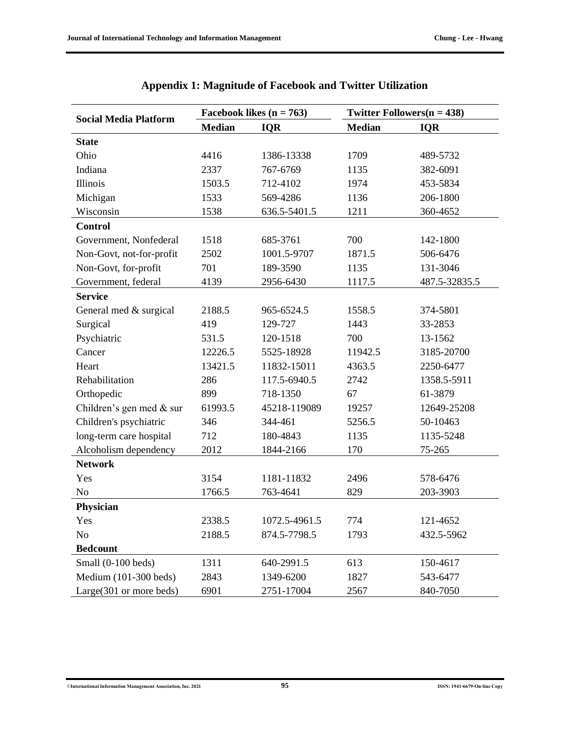## Appendix 1: Magnitude of Facebook and Twitter Utilization

| Social Media Platform | Facebook likes (n = 763) | | Twitter Followers(n = 438) | |
|---|---|---|---|---|
| | Median | IQR | Median | IQR |
| **State** | | | | |
| Ohio | 4416 | 1386-13338 | 1709 | 489-5732 |
| Indiana | 2337 | 767-6769 | 1135 | 382-6091 |
| Illinois | 1503.5 | 712-4102 | 1974 | 453-5834 |
| Michigan | 1533 | 569-4286 | 1136 | 206-1800 |
| Wisconsin | 1538 | 636.5-5401.5 | 1211 | 360-4652 |
| **Control** | | | | |
| Government, Nonfederal | 1518 | 685-3761 | 700 | 142-1800 |
| Non-Govt, not-for-profit | 2502 | 1001.5-9707 | 1871.5 | 506-6476 |
| Non-Govt, for-profit | 701 | 189-3590 | 1135 | 131-3046 |
| Government, federal | 4139 | 2956-6430 | 1117.5 | 487.5-32835.5 |
| **Service** | | | | |
| General med & surgical | 2188.5 | 965-6524.5 | 1558.5 | 374-5801 |
| Surgical | 419 | 129-727 | 1443 | 33-2853 |
| Psychiatric | 531.5 | 120-1518 | 700 | 13-1562 |
| Cancer | 12226.5 | 5525-18928 | 11942.5 | 3185-20700 |
| Heart | 13421.5 | 11832-15011 | 4363.5 | 2250-6477 |
| Rehabilitation | 286 | 117.5-6940.5 | 2742 | 1358.5-5911 |
| Orthopedic | 899 | 718-1350 | 67 | 61-3879 |
| Children's gen med & sur | 61993.5 | 45218-119089 | 19257 | 12649-25208 |
| Children's psychiatric | 346 | 344-461 | 5256.5 | 50-10463 |
| long-term care hospital | 712 | 180-4843 | 1135 | 1135-5248 |
| Alcoholism dependency | 2012 | 1844-2166 | 170 | 75-265 |
| **Network** | | | | |
| Yes | 3154 | 1181-11832 | 2496 | 578-6476 |
| No | 1766.5 | 763-4641 | 829 | 203-3903 |
| **Physician** | | | | |
| Yes | 2338.5 | 1072.5-4961.5 | 774 | 121-4652 |
| No | 2188.5 | 874.5-7798.5 | 1793 | 432.5-5962 |
| **Bedcount** | | | | |
| Small (0-100 beds) | 1311 | 640-2991.5 | 613 | 150-4617 |
| Medium (101-300 beds) | 2843 | 1349-6200 | 1827 | 543-6477 |
| Large(301 or more beds) | 6901 | 2751-17004 | 2567 | 840-7050 |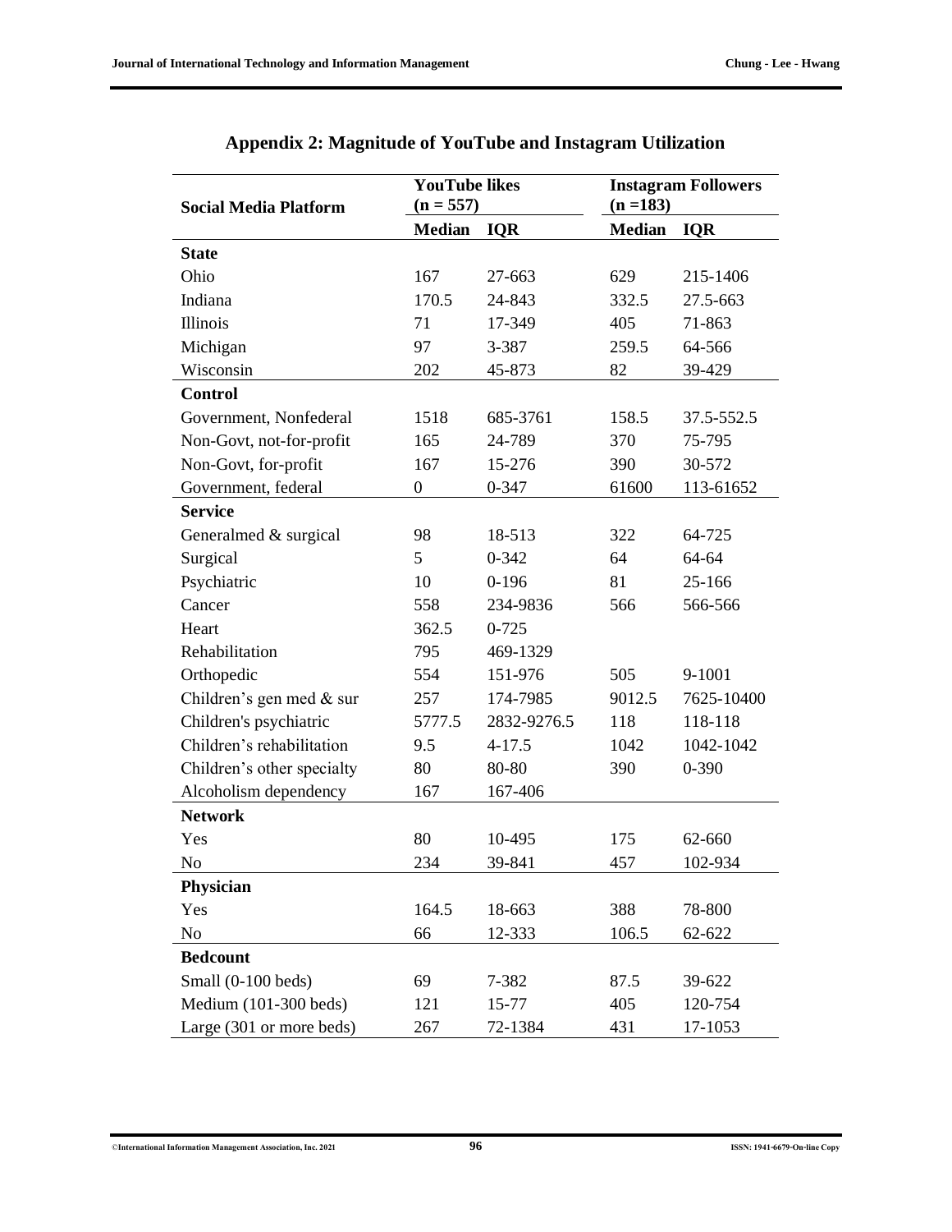## Appendix 2: Magnitude of YouTube and Instagram Utilization

| Social Media Platform | YouTube likes (n = 557) | | Instagram Followers (n =183) | |
|---|---|---|---|---|
| | Median | IQR | Median | IQR |
| **State** | | | | |
| Ohio | 167 | 27-663 | 629 | 215-1406 |
| Indiana | 170.5 | 24-843 | 332.5 | 27.5-663 |
| Illinois | 71 | 17-349 | 405 | 71-863 |
| Michigan | 97 | 3-387 | 259.5 | 64-566 |
| Wisconsin | 202 | 45-873 | 82 | 39-429 |
| **Control** | | | | |
| Government, Nonfederal | 1518 | 685-3761 | 158.5 | 37.5-552.5 |
| Non-Govt, not-for-profit | 165 | 24-789 | 370 | 75-795 |
| Non-Govt, for-profit | 167 | 15-276 | 390 | 30-572 |
| Government, federal | 0 | 0-347 | 61600 | 113-61652 |
| **Service** | | | | |
| Generalmed & surgical | 98 | 18-513 | 322 | 64-725 |
| Surgical | 5 | 0-342 | 64 | 64-64 |
| Psychiatric | 10 | 0-196 | 81 | 25-166 |
| Cancer | 558 | 234-9836 | 566 | 566-566 |
| Heart | 362.5 | 0-725 | | |
| Rehabilitation | 795 | 469-1329 | | |
| Orthopedic | 554 | 151-976 | 505 | 9-1001 |
| Children's gen med & sur | 257 | 174-7985 | 9012.5 | 7625-10400 |
| Children's psychiatric | 5777.5 | 2832-9276.5 | 118 | 118-118 |
| Children's rehabilitation | 9.5 | 4-17.5 | 1042 | 1042-1042 |
| Children's other specialty | 80 | 80-80 | 390 | 0-390 |
| Alcoholism dependency | 167 | 167-406 | | |
| **Network** | | | | |
| Yes | 80 | 10-495 | 175 | 62-660 |
| No | 234 | 39-841 | 457 | 102-934 |
| **Physician** | | | | |
| Yes | 164.5 | 18-663 | 388 | 78-800 |
| No | 66 | 12-333 | 106.5 | 62-622 |
| **Bedcount** | | | | |
| Small (0-100 beds) | 69 | 7-382 | 87.5 | 39-622 |
| Medium (101-300 beds) | 121 | 15-77 | 405 | 120-754 |
| Large (301 or more beds) | 267 | 72-1384 | 431 | 17-1053 |